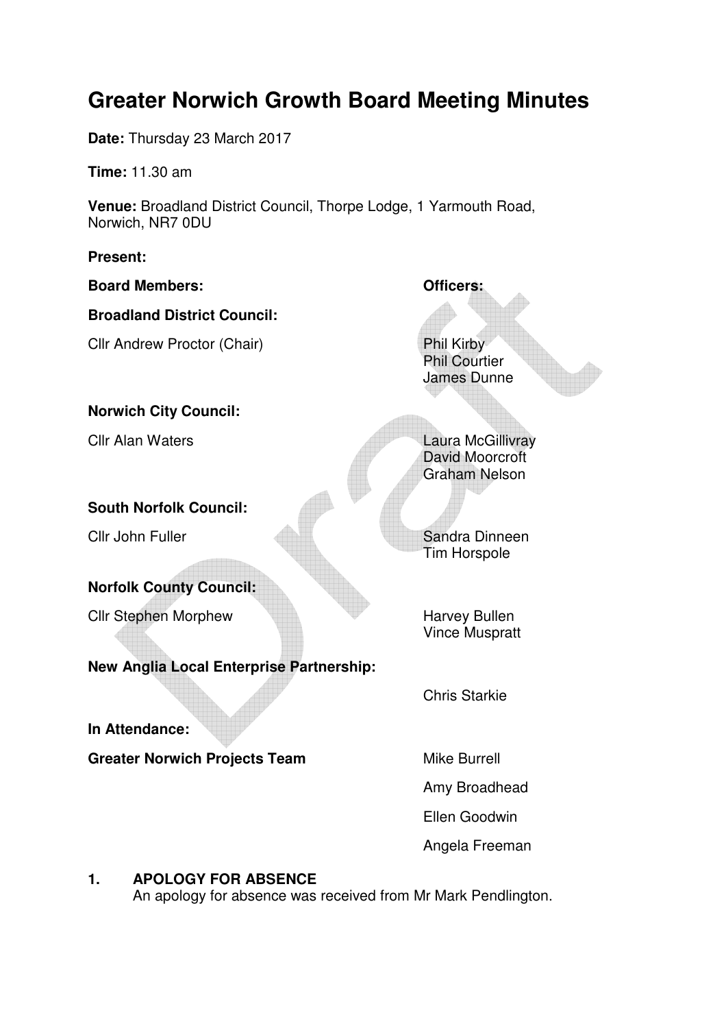# Greater Norwich Growth Board Meeting Minutes

**Date:** Thursday 23 March 2017

**Time:** 11.30 am

**Venue:** Broadland District Council, Thorpe Lodge, 1 Yarmouth Road, Norwich, NR7 0DU

**Present:**

| **Board Members:** | **Officers:** |
| --- | --- |
| **Broadland District Council:** | |
| Cllr Andrew Proctor (Chair) | Phil Kirby<br>Phil Courtier<br>James Dunne |
| **Norwich City Council:** | |
| Cllr Alan Waters | Laura McGillivray<br>David Moorcroft<br>Graham Nelson |
| **South Norfolk Council:** | |
| Cllr John Fuller | Sandra Dinneen<br>Tim Horspole |
| **Norfolk County Council:** | |
| Cllr Stephen Morphew | Harvey Bullen<br>Vince Muspratt |
| **New Anglia Local Enterprise Partnership:** | |
| | Chris Starkie |
| **In Attendance:** | |
| **Greater Norwich Projects Team** | Mike Burrell<br>Amy Broadhead<br>Ellen Goodwin<br>Angela Freeman |

**1. APOLOGY FOR ABSENCE**

An apology for absence was received from Mr Mark Pendlington.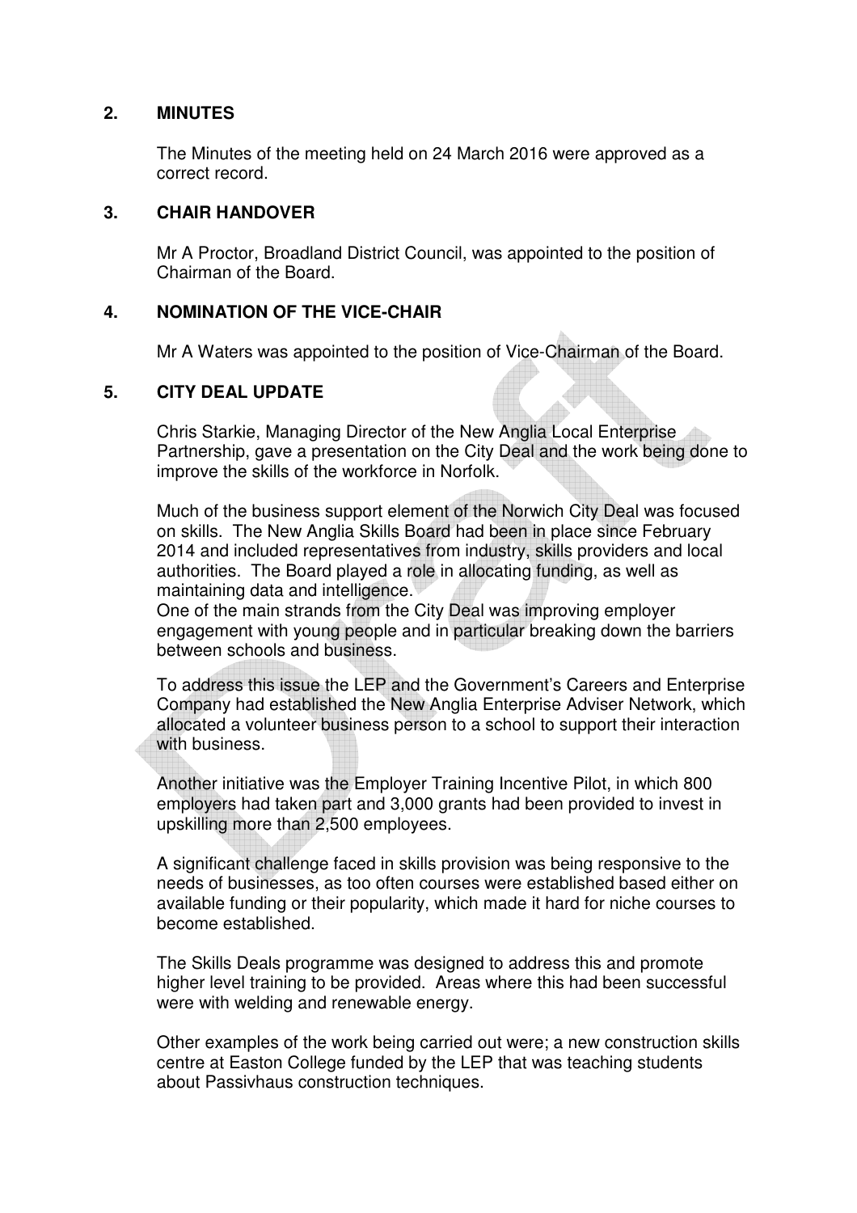## 2. MINUTES

The Minutes of the meeting held on 24 March 2016 were approved as a correct record.

## 3. CHAIR HANDOVER

Mr A Proctor, Broadland District Council, was appointed to the position of Chairman of the Board.

## 4. NOMINATION OF THE VICE-CHAIR

Mr A Waters was appointed to the position of Vice-Chairman of the Board.

## 5. CITY DEAL UPDATE

Chris Starkie, Managing Director of the New Anglia Local Enterprise Partnership, gave a presentation on the City Deal and the work being done to improve the skills of the workforce in Norfolk.

Much of the business support element of the Norwich City Deal was focused on skills. The New Anglia Skills Board had been in place since February 2014 and included representatives from industry, skills providers and local authorities. The Board played a role in allocating funding, as well as maintaining data and intelligence.
One of the main strands from the City Deal was improving employer engagement with young people and in particular breaking down the barriers between schools and business.

To address this issue the LEP and the Government's Careers and Enterprise Company had established the New Anglia Enterprise Adviser Network, which allocated a volunteer business person to a school to support their interaction with business.

Another initiative was the Employer Training Incentive Pilot, in which 800 employers had taken part and 3,000 grants had been provided to invest in upskilling more than 2,500 employees.

A significant challenge faced in skills provision was being responsive to the needs of businesses, as too often courses were established based either on available funding or their popularity, which made it hard for niche courses to become established.

The Skills Deals programme was designed to address this and promote higher level training to be provided. Areas where this had been successful were with welding and renewable energy.

Other examples of the work being carried out were; a new construction skills centre at Easton College funded by the LEP that was teaching students about Passivhaus construction techniques.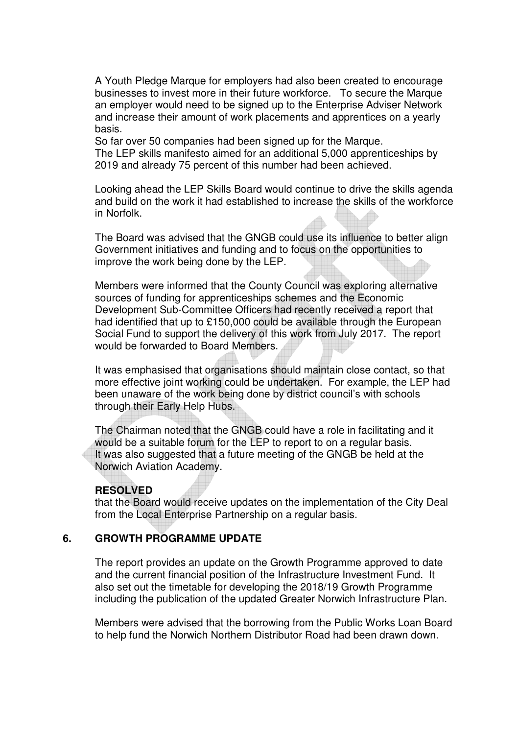A Youth Pledge Marque for employers had also been created to encourage businesses to invest more in their future workforce. To secure the Marque an employer would need to be signed up to the Enterprise Adviser Network and increase their amount of work placements and apprentices on a yearly basis.
So far over 50 companies had been signed up for the Marque.
The LEP skills manifesto aimed for an additional 5,000 apprenticeships by 2019 and already 75 percent of this number had been achieved.

Looking ahead the LEP Skills Board would continue to drive the skills agenda and build on the work it had established to increase the skills of the workforce in Norfolk.

The Board was advised that the GNGB could use its influence to better align Government initiatives and funding and to focus on the opportunities to improve the work being done by the LEP.

Members were informed that the County Council was exploring alternative sources of funding for apprenticeships schemes and the Economic Development Sub-Committee Officers had recently received a report that had identified that up to £150,000 could be available through the European Social Fund to support the delivery of this work from July 2017. The report would be forwarded to Board Members.

It was emphasised that organisations should maintain close contact, so that more effective joint working could be undertaken. For example, the LEP had been unaware of the work being done by district council's with schools through their Early Help Hubs.

The Chairman noted that the GNGB could have a role in facilitating and it would be a suitable forum for the LEP to report to on a regular basis.
It was also suggested that a future meeting of the GNGB be held at the Norwich Aviation Academy.

**RESOLVED**
that the Board would receive updates on the implementation of the City Deal from the Local Enterprise Partnership on a regular basis.

## 6. GROWTH PROGRAMME UPDATE

The report provides an update on the Growth Programme approved to date and the current financial position of the Infrastructure Investment Fund. It also set out the timetable for developing the 2018/19 Growth Programme including the publication of the updated Greater Norwich Infrastructure Plan.

Members were advised that the borrowing from the Public Works Loan Board to help fund the Norwich Northern Distributor Road had been drawn down.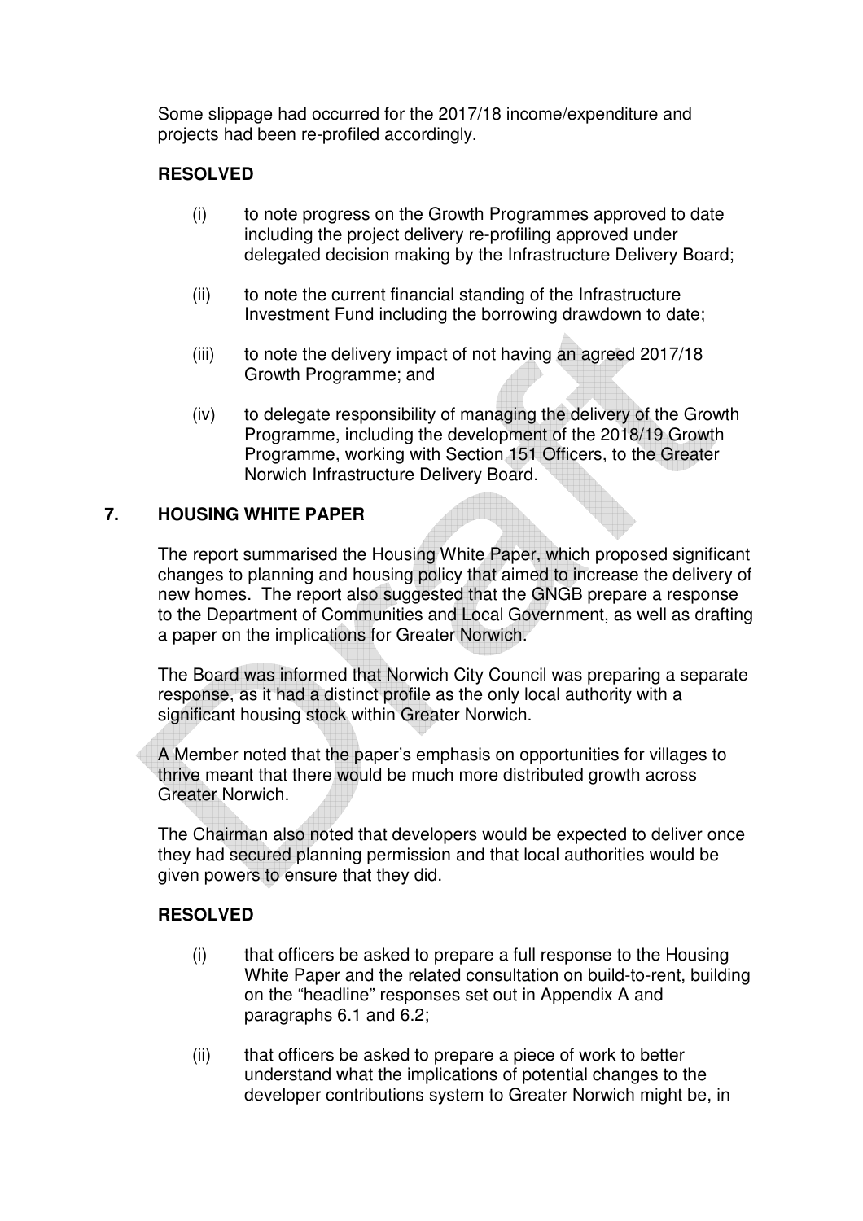Some slippage had occurred for the 2017/18 income/expenditure and projects had been re-profiled accordingly.

**RESOLVED**

(i) to note progress on the Growth Programmes approved to date including the project delivery re-profiling approved under delegated decision making by the Infrastructure Delivery Board;

(ii) to note the current financial standing of the Infrastructure Investment Fund including the borrowing drawdown to date;

(iii) to note the delivery impact of not having an agreed 2017/18 Growth Programme; and

(iv) to delegate responsibility of managing the delivery of the Growth Programme, including the development of the 2018/19 Growth Programme, working with Section 151 Officers, to the Greater Norwich Infrastructure Delivery Board.

## 7. HOUSING WHITE PAPER

The report summarised the Housing White Paper, which proposed significant changes to planning and housing policy that aimed to increase the delivery of new homes. The report also suggested that the GNGB prepare a response to the Department of Communities and Local Government, as well as drafting a paper on the implications for Greater Norwich.

The Board was informed that Norwich City Council was preparing a separate response, as it had a distinct profile as the only local authority with a significant housing stock within Greater Norwich.

A Member noted that the paper's emphasis on opportunities for villages to thrive meant that there would be much more distributed growth across Greater Norwich.

The Chairman also noted that developers would be expected to deliver once they had secured planning permission and that local authorities would be given powers to ensure that they did.

**RESOLVED**

(i) that officers be asked to prepare a full response to the Housing White Paper and the related consultation on build-to-rent, building on the "headline" responses set out in Appendix A and paragraphs 6.1 and 6.2;

(ii) that officers be asked to prepare a piece of work to better understand what the implications of potential changes to the developer contributions system to Greater Norwich might be, in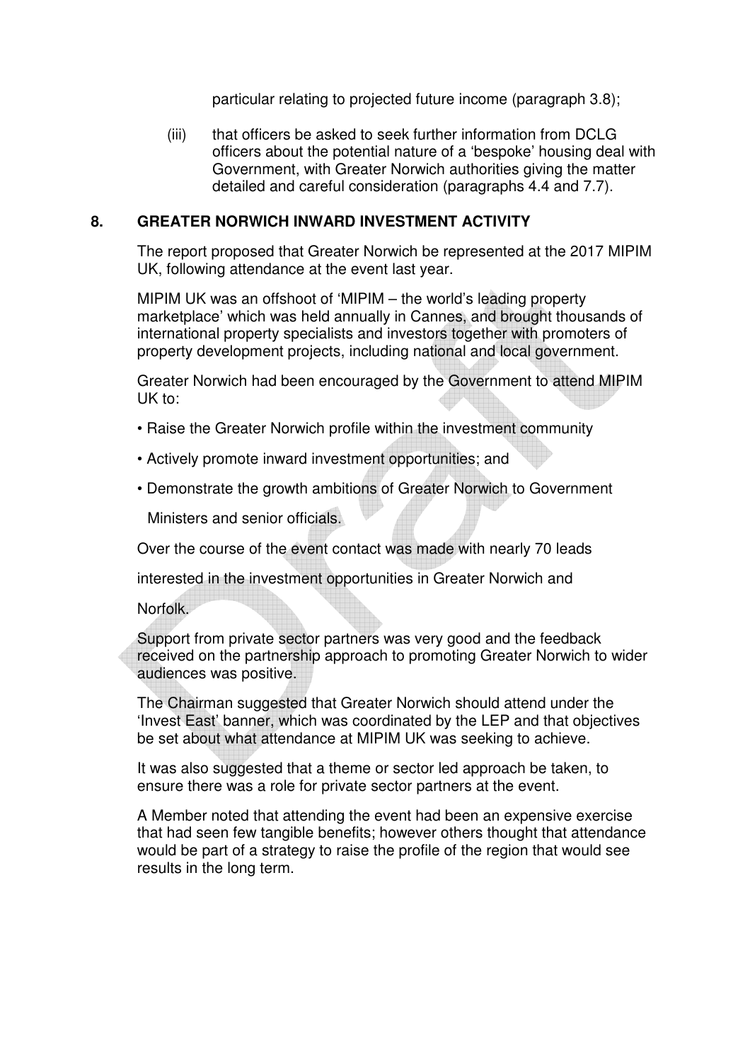particular relating to projected future income (paragraph 3.8);

(iii) that officers be asked to seek further information from DCLG officers about the potential nature of a 'bespoke' housing deal with Government, with Greater Norwich authorities giving the matter detailed and careful consideration (paragraphs 4.4 and 7.7).

## 8. GREATER NORWICH INWARD INVESTMENT ACTIVITY

The report proposed that Greater Norwich be represented at the 2017 MIPIM UK, following attendance at the event last year.

MIPIM UK was an offshoot of 'MIPIM – the world's leading property marketplace' which was held annually in Cannes, and brought thousands of international property specialists and investors together with promoters of property development projects, including national and local government.

Greater Norwich had been encouraged by the Government to attend MIPIM UK to:

- Raise the Greater Norwich profile within the investment community
- Actively promote inward investment opportunities; and
- Demonstrate the growth ambitions of Greater Norwich to Government Ministers and senior officials.

Over the course of the event contact was made with nearly 70 leads interested in the investment opportunities in Greater Norwich and Norfolk.

Support from private sector partners was very good and the feedback received on the partnership approach to promoting Greater Norwich to wider audiences was positive.

The Chairman suggested that Greater Norwich should attend under the 'Invest East' banner, which was coordinated by the LEP and that objectives be set about what attendance at MIPIM UK was seeking to achieve.

It was also suggested that a theme or sector led approach be taken, to ensure there was a role for private sector partners at the event.

A Member noted that attending the event had been an expensive exercise that had seen few tangible benefits; however others thought that attendance would be part of a strategy to raise the profile of the region that would see results in the long term.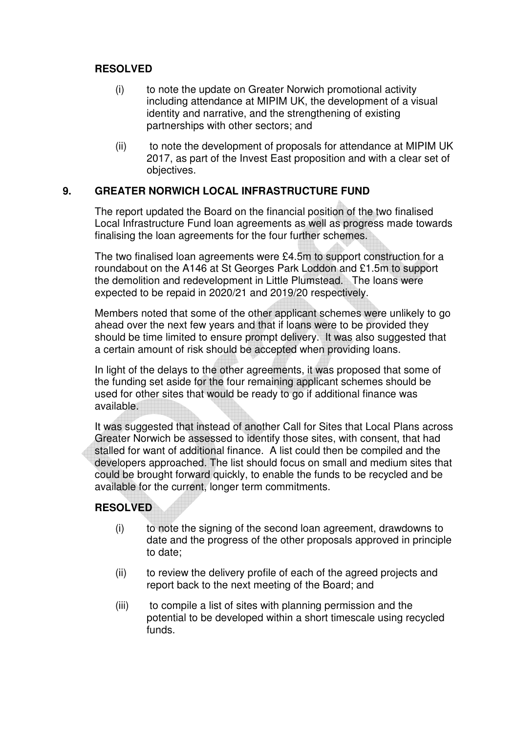**RESOLVED**

(i) to note the update on Greater Norwich promotional activity including attendance at MIPIM UK, the development of a visual identity and narrative, and the strengthening of existing partnerships with other sectors; and

(ii) to note the development of proposals for attendance at MIPIM UK 2017, as part of the Invest East proposition and with a clear set of objectives.

## 9. GREATER NORWICH LOCAL INFRASTRUCTURE FUND

The report updated the Board on the financial position of the two finalised Local Infrastructure Fund loan agreements as well as progress made towards finalising the loan agreements for the four further schemes.

The two finalised loan agreements were £4.5m to support construction for a roundabout on the A146 at St Georges Park Loddon and £1.5m to support the demolition and redevelopment in Little Plumstead. The loans were expected to be repaid in 2020/21 and 2019/20 respectively.

Members noted that some of the other applicant schemes were unlikely to go ahead over the next few years and that if loans were to be provided they should be time limited to ensure prompt delivery. It was also suggested that a certain amount of risk should be accepted when providing loans.

In light of the delays to the other agreements, it was proposed that some of the funding set aside for the four remaining applicant schemes should be used for other sites that would be ready to go if additional finance was available.

It was suggested that instead of another Call for Sites that Local Plans across Greater Norwich be assessed to identify those sites, with consent, that had stalled for want of additional finance. A list could then be compiled and the developers approached. The list should focus on small and medium sites that could be brought forward quickly, to enable the funds to be recycled and be available for the current, longer term commitments.

**RESOLVED**

(i) to note the signing of the second loan agreement, drawdowns to date and the progress of the other proposals approved in principle to date;

(ii) to review the delivery profile of each of the agreed projects and report back to the next meeting of the Board; and

(iii) to compile a list of sites with planning permission and the potential to be developed within a short timescale using recycled funds.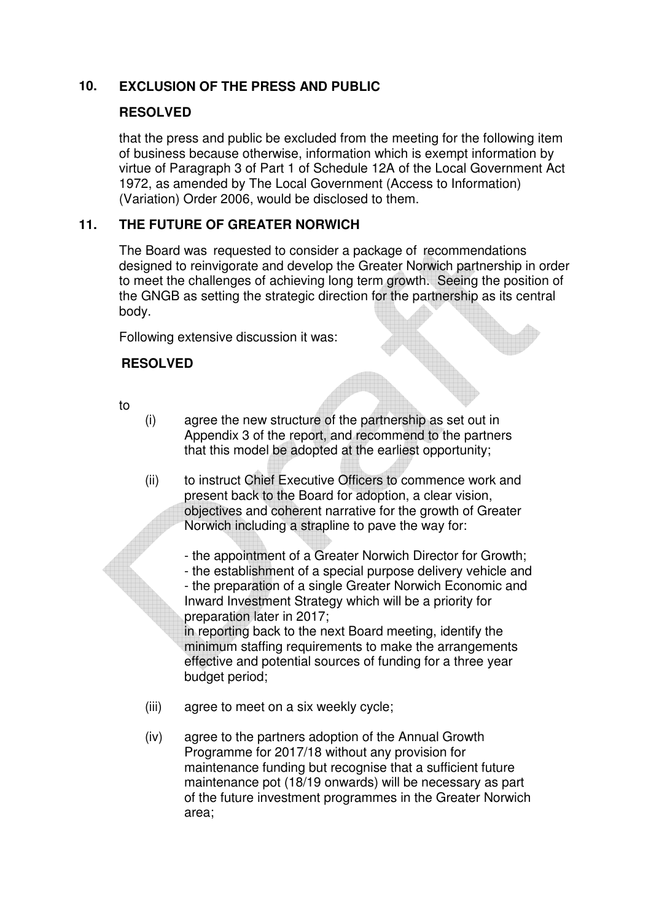## 10. EXCLUSION OF THE PRESS AND PUBLIC

**RESOLVED**

that the press and public be excluded from the meeting for the following item of business because otherwise, information which is exempt information by virtue of Paragraph 3 of Part 1 of Schedule 12A of the Local Government Act 1972, as amended by The Local Government (Access to Information) (Variation) Order 2006, would be disclosed to them.

## 11. THE FUTURE OF GREATER NORWICH

The Board was requested to consider a package of recommendations designed to reinvigorate and develop the Greater Norwich partnership in order to meet the challenges of achieving long term growth. Seeing the position of the GNGB as setting the strategic direction for the partnership as its central body.

Following extensive discussion it was:

**RESOLVED**

to

(i) agree the new structure of the partnership as set out in Appendix 3 of the report, and recommend to the partners that this model be adopted at the earliest opportunity;

(ii) to instruct Chief Executive Officers to commence work and present back to the Board for adoption, a clear vision, objectives and coherent narrative for the growth of Greater Norwich including a strapline to pave the way for:

- the appointment of a Greater Norwich Director for Growth;
- the establishment of a special purpose delivery vehicle and
- the preparation of a single Greater Norwich Economic and Inward Investment Strategy which will be a priority for preparation later in 2017;

in reporting back to the next Board meeting, identify the minimum staffing requirements to make the arrangements effective and potential sources of funding for a three year budget period;

(iii) agree to meet on a six weekly cycle;

(iv) agree to the partners adoption of the Annual Growth Programme for 2017/18 without any provision for maintenance funding but recognise that a sufficient future maintenance pot (18/19 onwards) will be necessary as part of the future investment programmes in the Greater Norwich area;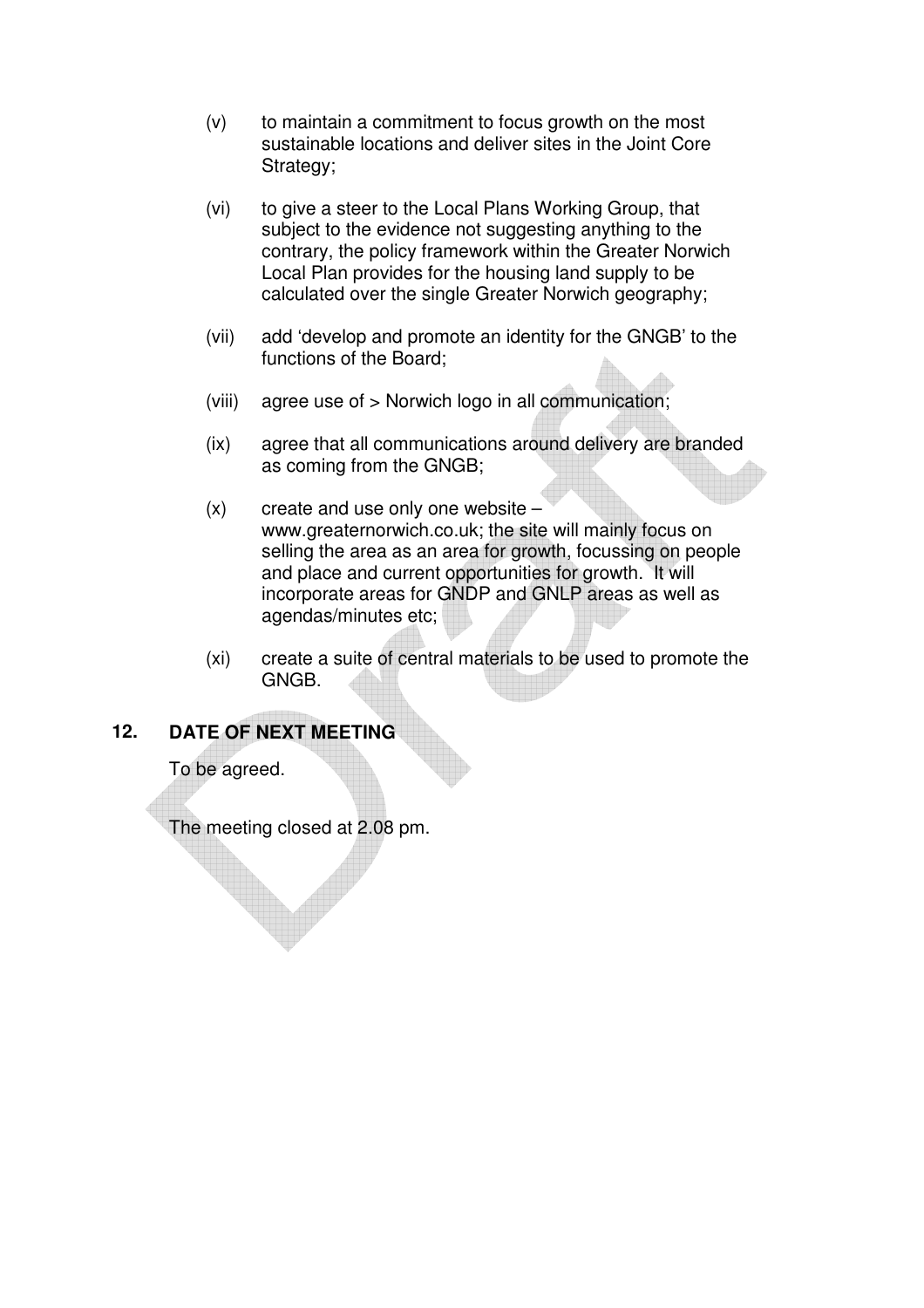(v) to maintain a commitment to focus growth on the most sustainable locations and deliver sites in the Joint Core Strategy;

(vi) to give a steer to the Local Plans Working Group, that subject to the evidence not suggesting anything to the contrary, the policy framework within the Greater Norwich Local Plan provides for the housing land supply to be calculated over the single Greater Norwich geography;

(vii) add 'develop and promote an identity for the GNGB' to the functions of the Board;

(viii) agree use of > Norwich logo in all communication;

(ix) agree that all communications around delivery are branded as coming from the GNGB;

(x) create and use only one website – www.greaternorwich.co.uk; the site will mainly focus on selling the area as an area for growth, focussing on people and place and current opportunities for growth. It will incorporate areas for GNDP and GNLP areas as well as agendas/minutes etc;

(xi) create a suite of central materials to be used to promote the GNGB.

## 12. DATE OF NEXT MEETING

To be agreed.

The meeting closed at 2.08 pm.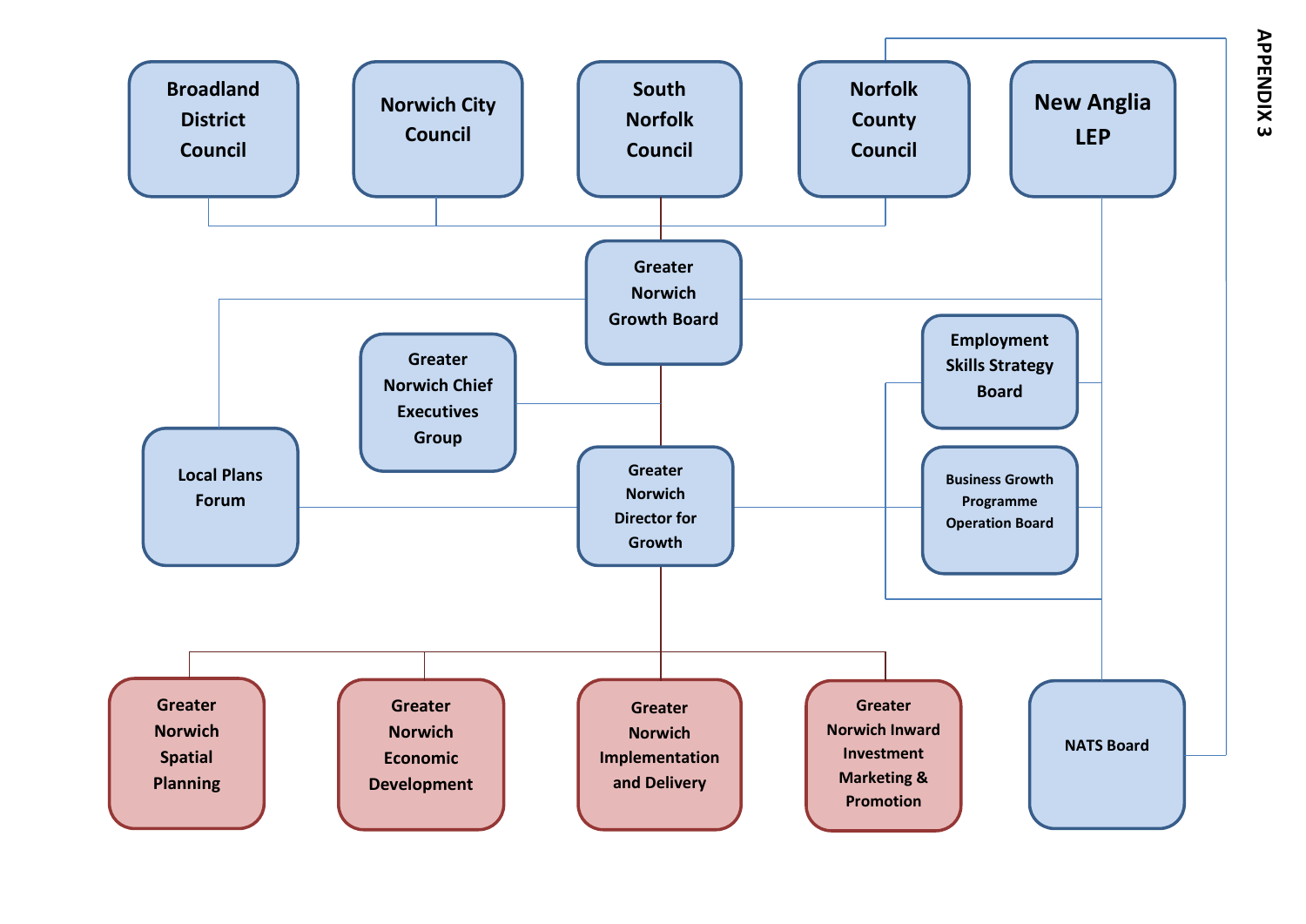APPENDIX 3

Broadland District Council

Norwich City Council

South Norfolk Council

Norfolk County Council

New Anglia LEP

Greater Norwich Growth Board

Greater Norwich Chief Executives Group

Employment Skills Strategy Board

Local Plans Forum

Greater Norwich Director for Growth

Business Growth Programme Operation Board

Greater Norwich Spatial Planning

Greater Norwich Economic Development

Greater Norwich Implementation and Delivery

Greater Norwich Inward Investment Marketing & Promotion

NATS Board